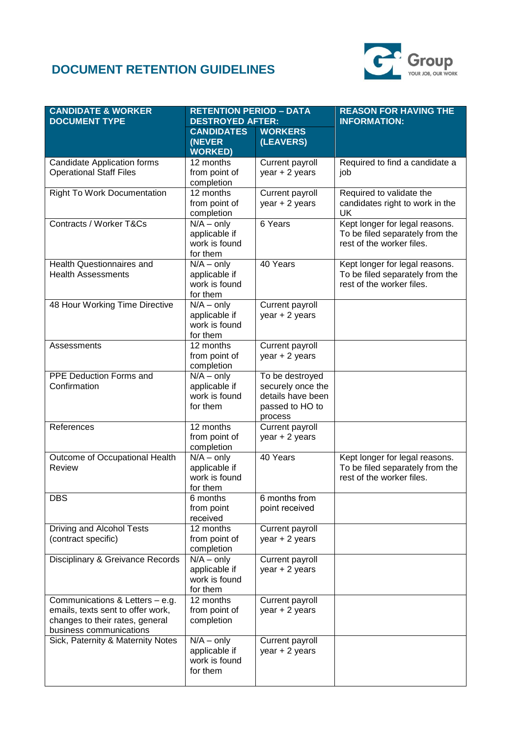# DOCUMENT RETENTION GUIDELINES

| CANDIDATE & WORKER DOCUMENT TYPE | RETENTION PERIOD – DATA DESTROYED AFTER: | | REASON FOR HAVING THE INFORMATION: |
|---|---|---|---|
| | CANDIDATES (NEVER WORKED) | WORKERS (LEAVERS) | |
| Candidate Application forms Operational Staff Files | 12 months from point of completion | Current payroll year + 2 years | Required to find a candidate a job |
| Right To Work Documentation | 12 months from point of completion | Current payroll year + 2 years | Required to validate the candidates right to work in the UK |
| Contracts / Worker T&Cs | N/A – only applicable if work is found for them | 6 Years | Kept longer for legal reasons. To be filed separately from the rest of the worker files. |
| Health Questionnaires and Health Assessments | N/A – only applicable if work is found for them | 40 Years | Kept longer for legal reasons. To be filed separately from the rest of the worker files. |
| 48 Hour Working Time Directive | N/A – only applicable if work is found for them | Current payroll year + 2 years | |
| Assessments | 12 months from point of completion | Current payroll year + 2 years | |
| PPE Deduction Forms and Confirmation | N/A – only applicable if work is found for them | To be destroyed securely once the details have been passed to HO to process | |
| References | 12 months from point of completion | Current payroll year + 2 years | |
| Outcome of Occupational Health Review | N/A – only applicable if work is found for them | 40 Years | Kept longer for legal reasons. To be filed separately from the rest of the worker files. |
| DBS | 6 months from point received | 6 months from point received | |
| Driving and Alcohol Tests (contract specific) | 12 months from point of completion | Current payroll year + 2 years | |
| Disciplinary & Greivance Records | N/A – only applicable if work is found for them | Current payroll year + 2 years | |
| Communications & Letters – e.g. emails, texts sent to offer work, changes to their rates, general business communications | 12 months from point of completion | Current payroll year + 2 years | |
| Sick, Paternity & Maternity Notes | N/A – only applicable if work is found for them | Current payroll year + 2 years | |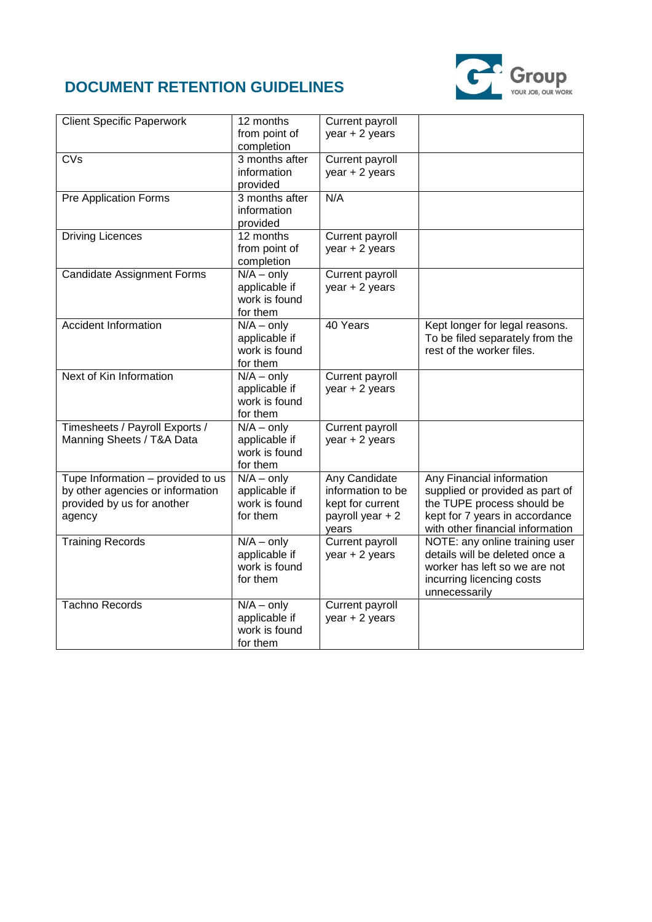## DOCUMENT RETENTION GUIDELINES

| | | | |
|---|---|---|---|
| Client Specific Paperwork | 12 months from point of completion | Current payroll year + 2 years | |
| CVs | 3 months after information provided | Current payroll year + 2 years | |
| Pre Application Forms | 3 months after information provided | N/A | |
| Driving Licences | 12 months from point of completion | Current payroll year + 2 years | |
| Candidate Assignment Forms | N/A – only applicable if work is found for them | Current payroll year + 2 years | |
| Accident Information | N/A – only applicable if work is found for them | 40 Years | Kept longer for legal reasons. To be filed separately from the rest of the worker files. |
| Next of Kin Information | N/A – only applicable if work is found for them | Current payroll year + 2 years | |
| Timesheets / Payroll Exports / Manning Sheets / T&A Data | N/A – only applicable if work is found for them | Current payroll year + 2 years | |
| Tupe Information – provided to us by other agencies or information provided by us for another agency | N/A – only applicable if work is found for them | Any Candidate information to be kept for current payroll year + 2 years | Any Financial information supplied or provided as part of the TUPE process should be kept for 7 years in accordance with other financial information |
| Training Records | N/A – only applicable if work is found for them | Current payroll year + 2 years | NOTE: any online training user details will be deleted once a worker has left so we are not incurring licencing costs unnecessarily |
| Tachno Records | N/A – only applicable if work is found for them | Current payroll year + 2 years | |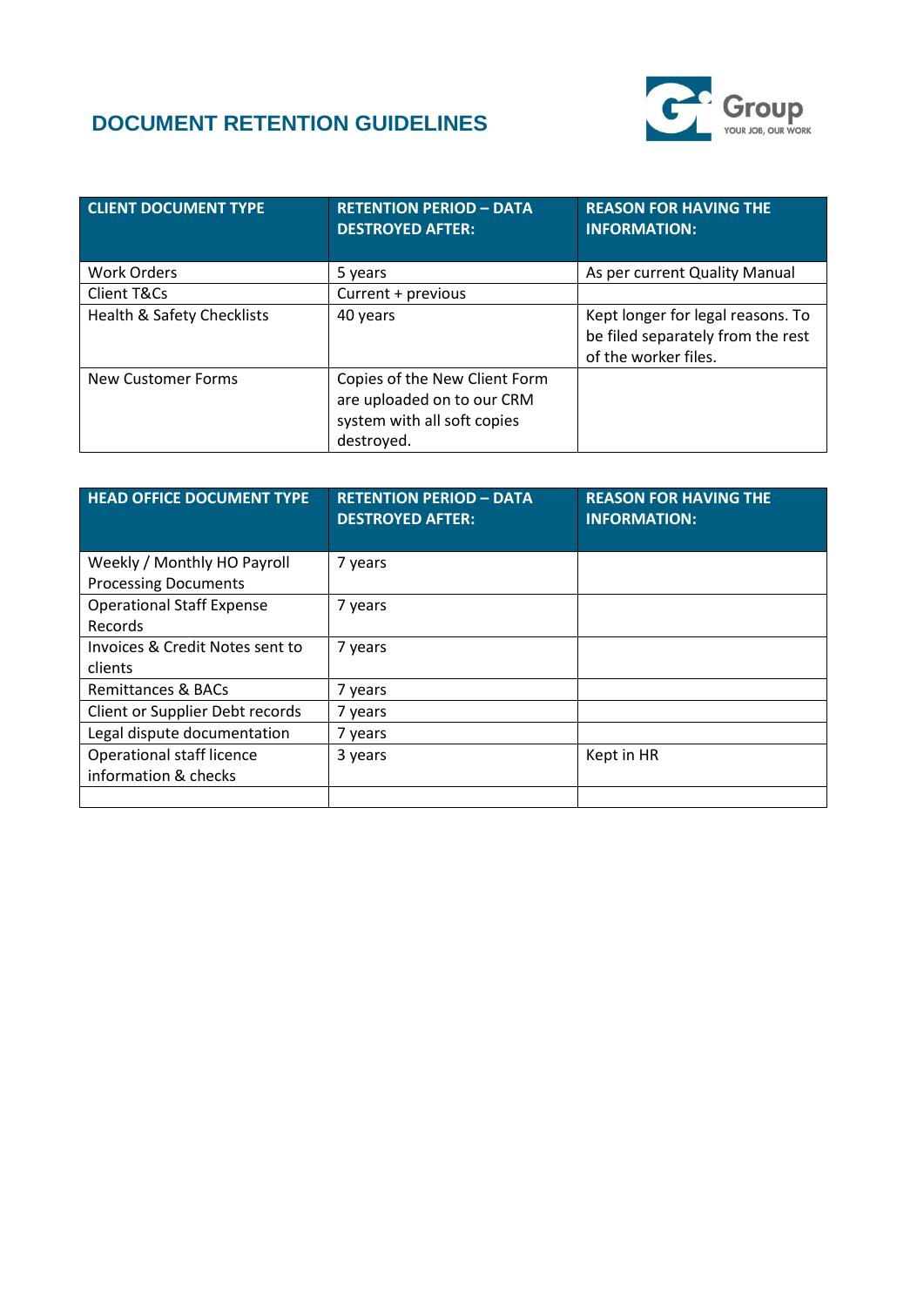# DOCUMENT RETENTION GUIDELINES

| CLIENT DOCUMENT TYPE | RETENTION PERIOD – DATA DESTROYED AFTER: | REASON FOR HAVING THE INFORMATION: |
|---|---|---|
| Work Orders | 5 years | As per current Quality Manual |
| Client T&Cs | Current + previous | |
| Health & Safety Checklists | 40 years | Kept longer for legal reasons. To be filed separately from the rest of the worker files. |
| New Customer Forms | Copies of the New Client Form are uploaded on to our CRM system with all soft copies destroyed. | |

| HEAD OFFICE DOCUMENT TYPE | RETENTION PERIOD – DATA DESTROYED AFTER: | REASON FOR HAVING THE INFORMATION: |
|---|---|---|
| Weekly / Monthly HO Payroll Processing Documents | 7 years | |
| Operational Staff Expense Records | 7 years | |
| Invoices & Credit Notes sent to clients | 7 years | |
| Remittances & BACs | 7 years | |
| Client or Supplier Debt records | 7 years | |
| Legal dispute documentation | 7 years | |
| Operational staff licence information & checks | 3 years | Kept in HR |
| | | |